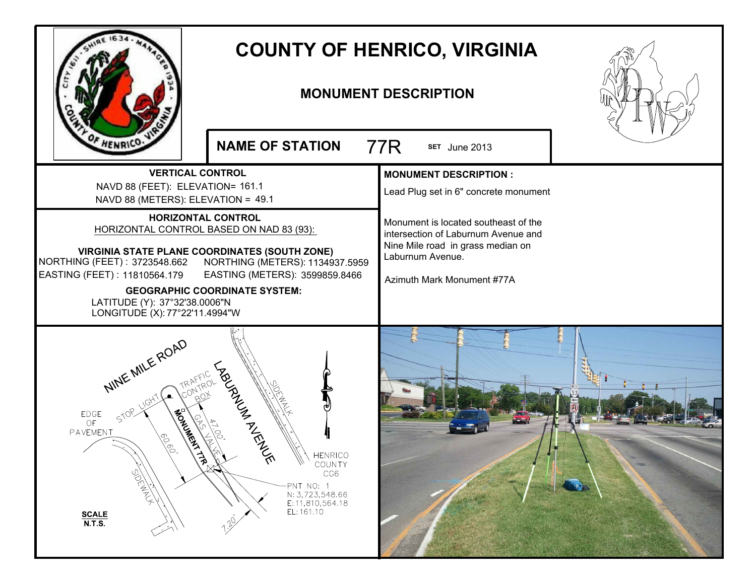# COUNTY OF HENRICO, VIRGINIA

## MONUMENT DESCRIPTION

**NAME OF STATION** 77R **SET** June 2013

**VERTICAL CONTROL**

NAVD 88 (FEET): ELEVATION= 161.1

NAVD 88 (METERS): ELEVATION = 49.1

**HORIZONTAL CONTROL**

HORIZONTAL CONTROL BASED ON NAD 83 (93):

**VIRGINIA STATE PLANE COORDINATES (SOUTH ZONE)**

NORTHING (FEET) : 3723548.662    NORTHING (METERS): 1134937.5959

EASTING (FEET) : 11810564.179    EASTING (METERS): 3599859.8466

**GEOGRAPHIC COORDINATE SYSTEM:**

LATITUDE (Y): 37°32'38.0006"N

LONGITUDE (X): 77°22'11.4994"W

**MONUMENT DESCRIPTION :**

Lead Plug set in 6" concrete monument

Monument is located southeast of the intersection of Laburnum Avenue and Nine Mile road in grass median on Laburnum Avenue.

Azimuth Mark Monument #77A

NINE MILE ROAD

LABURNUM AVENUE

TRAFFIC CONTROL BOX

STOP LIGHT

EDGE OF PAVEMENT

SIDEWALK

SIDEWALK

MONUMENT 77R

GAS VALVE

60.60'

47.00'

7.20'

HENRICO COUNTY CG6

PNT NO: 1
N: 3,723,548.66
E: 11,810,564.18
EL: 161.10

**SCALE**
**N.T.S.**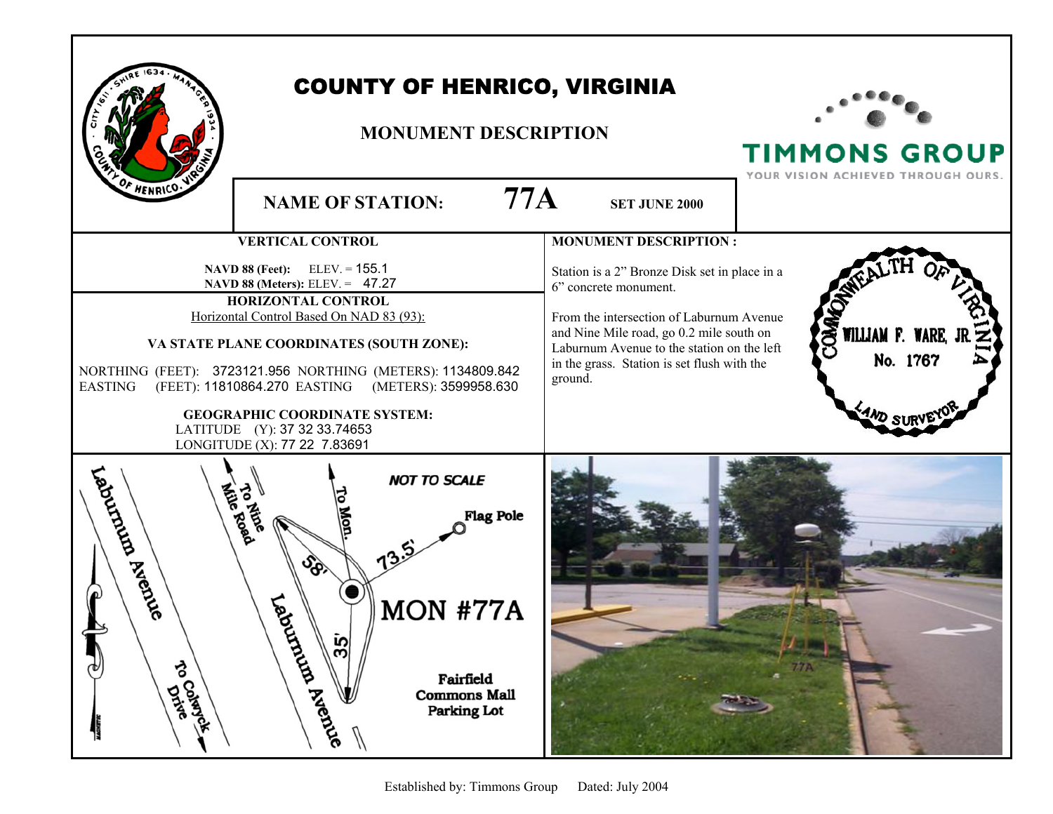# COUNTY OF HENRICO, VIRGINIA

## MONUMENT DESCRIPTION

TIMMONS GROUP
YOUR VISION ACHIEVED THROUGH OURS.

**NAME OF STATION:** **77A** **SET JUNE 2000**

### VERTICAL CONTROL

**NAVD 88 (Feet):** ELEV. = 155.1
**NAVD 88 (Meters):** ELEV. = 47.27

### HORIZONTAL CONTROL

Horizontal Control Based On NAD 83 (93):

**VA STATE PLANE COORDINATES (SOUTH ZONE):**

NORTHING (FEET): 3723121.956 NORTHING (METERS): 1134809.842
EASTING (FEET): 11810864.270 EASTING (METERS): 3599958.630

**GEOGRAPHIC COORDINATE SYSTEM:**
LATITUDE (Y): 37 32 33.74653
LONGITUDE (X): 77 22 7.83691

### MONUMENT DESCRIPTION :

Station is a 2" Bronze Disk set in place in a 6" concrete monument.

From the intersection of Laburnum Avenue and Nine Mile road, go 0.2 mile south on Laburnum Avenue to the station on the left in the grass. Station is set flush with the ground.

COMMONWEALTH OF VIRGINIA
WILLIAM F. WARE, JR.
No. 1767
LAND SURVEYOR

*NOT TO SCALE*

Laburnum Avenue
To Nine Mile Road
To Mon.
Flag Pole
73.5'
58'
35'
MON #77A
Laburnum Avenue
To Colwyck Drive
Fairfield Commons Mall Parking Lot

Established by: Timmons Group Dated: July 2004